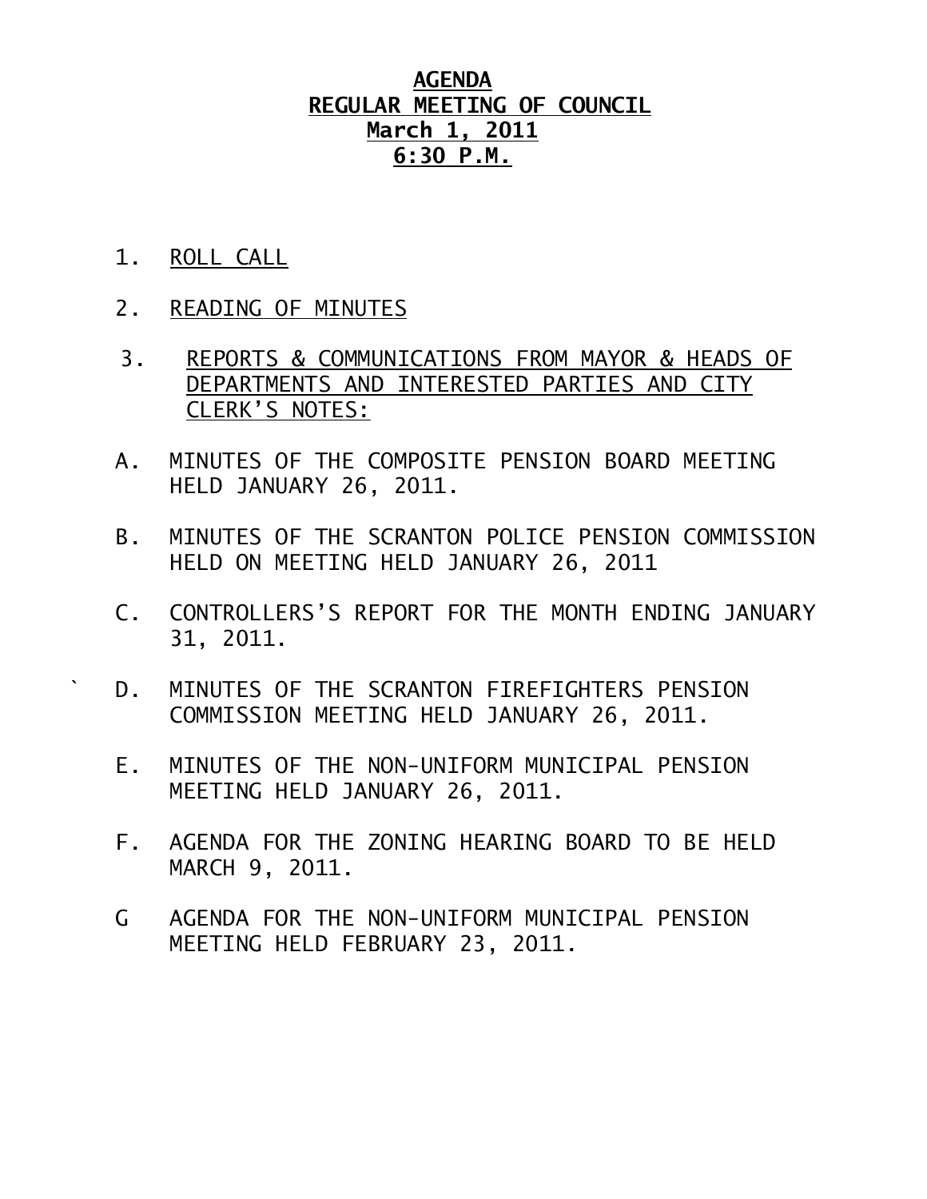# AGENDA
## REGULAR MEETING OF COUNCIL
## March 1, 2011
## 6:30 P.M.

1. ROLL CALL

2. READING OF MINUTES

3. REPORTS & COMMUNICATIONS FROM MAYOR & HEADS OF DEPARTMENTS AND INTERESTED PARTIES AND CITY CLERK'S NOTES:

A. MINUTES OF THE COMPOSITE PENSION BOARD MEETING HELD JANUARY 26, 2011.

B. MINUTES OF THE SCRANTON POLICE PENSION COMMISSION HELD ON MEETING HELD JANUARY 26, 2011

C. CONTROLLERS'S REPORT FOR THE MONTH ENDING JANUARY 31, 2011.

` D. MINUTES OF THE SCRANTON FIREFIGHTERS PENSION COMMISSION MEETING HELD JANUARY 26, 2011.

E. MINUTES OF THE NON-UNIFORM MUNICIPAL PENSION MEETING HELD JANUARY 26, 2011.

F. AGENDA FOR THE ZONING HEARING BOARD TO BE HELD MARCH 9, 2011.

G AGENDA FOR THE NON-UNIFORM MUNICIPAL PENSION MEETING HELD FEBRUARY 23, 2011.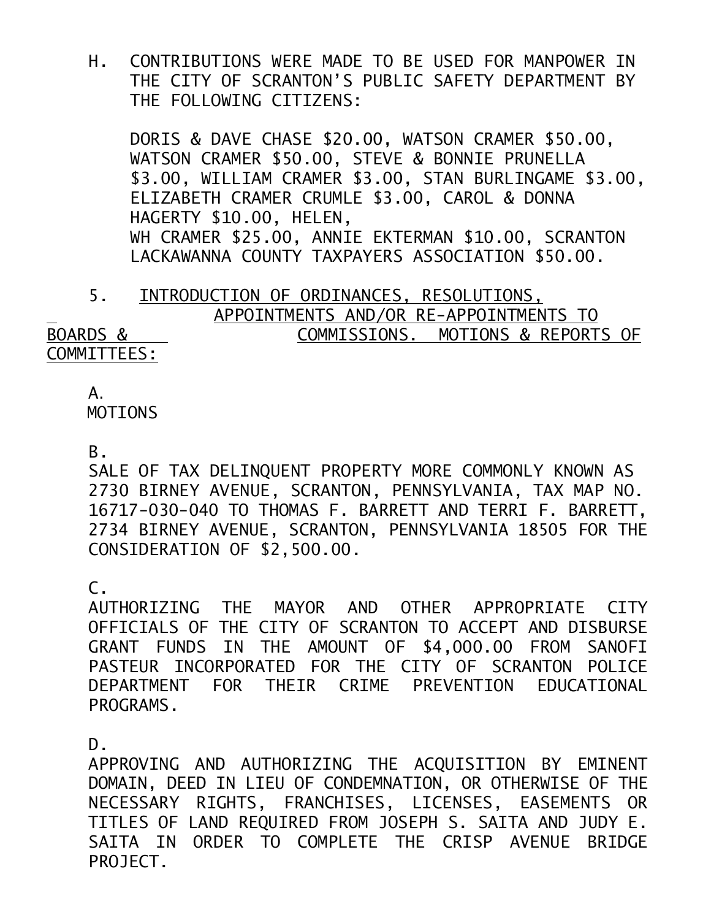H. CONTRIBUTIONS WERE MADE TO BE USED FOR MANPOWER IN THE CITY OF SCRANTON'S PUBLIC SAFETY DEPARTMENT BY THE FOLLOWING CITIZENS:

DORIS & DAVE CHASE $20.00, WATSON CRAMER $50.00, WATSON CRAMER $50.00, STEVE & BONNIE PRUNELLA $3.00, WILLIAM CRAMER $3.00, STAN BURLINGAME $3.00, ELIZABETH CRAMER CRUMLE $3.00, CAROL & DONNA HAGERTY $10.00, HELEN,
WH CRAMER $25.00, ANNIE EKTERMAN $10.00, SCRANTON LACKAWANNA COUNTY TAXPAYERS ASSOCIATION $50.00.

5. INTRODUCTION OF ORDINANCES, RESOLUTIONS, APPOINTMENTS AND/OR RE-APPOINTMENTS TO BOARDS & COMMISSIONS. MOTIONS & REPORTS OF COMMITTEES:

A.
MOTIONS

B.
SALE OF TAX DELINQUENT PROPERTY MORE COMMONLY KNOWN AS 2730 BIRNEY AVENUE, SCRANTON, PENNSYLVANIA, TAX MAP NO. 16717-030-040 TO THOMAS F. BARRETT AND TERRI F. BARRETT, 2734 BIRNEY AVENUE, SCRANTON, PENNSYLVANIA 18505 FOR THE CONSIDERATION OF $2,500.00.

C.
AUTHORIZING THE MAYOR AND OTHER APPROPRIATE CITY OFFICIALS OF THE CITY OF SCRANTON TO ACCEPT AND DISBURSE GRANT FUNDS IN THE AMOUNT OF $4,000.00 FROM SANOFI PASTEUR INCORPORATED FOR THE CITY OF SCRANTON POLICE DEPARTMENT FOR THEIR CRIME PREVENTION EDUCATIONAL PROGRAMS.

D.
APPROVING AND AUTHORIZING THE ACQUISITION BY EMINENT DOMAIN, DEED IN LIEU OF CONDEMNATION, OR OTHERWISE OF THE NECESSARY RIGHTS, FRANCHISES, LICENSES, EASEMENTS OR TITLES OF LAND REQUIRED FROM JOSEPH S. SAITA AND JUDY E. SAITA IN ORDER TO COMPLETE THE CRISP AVENUE BRIDGE PROJECT.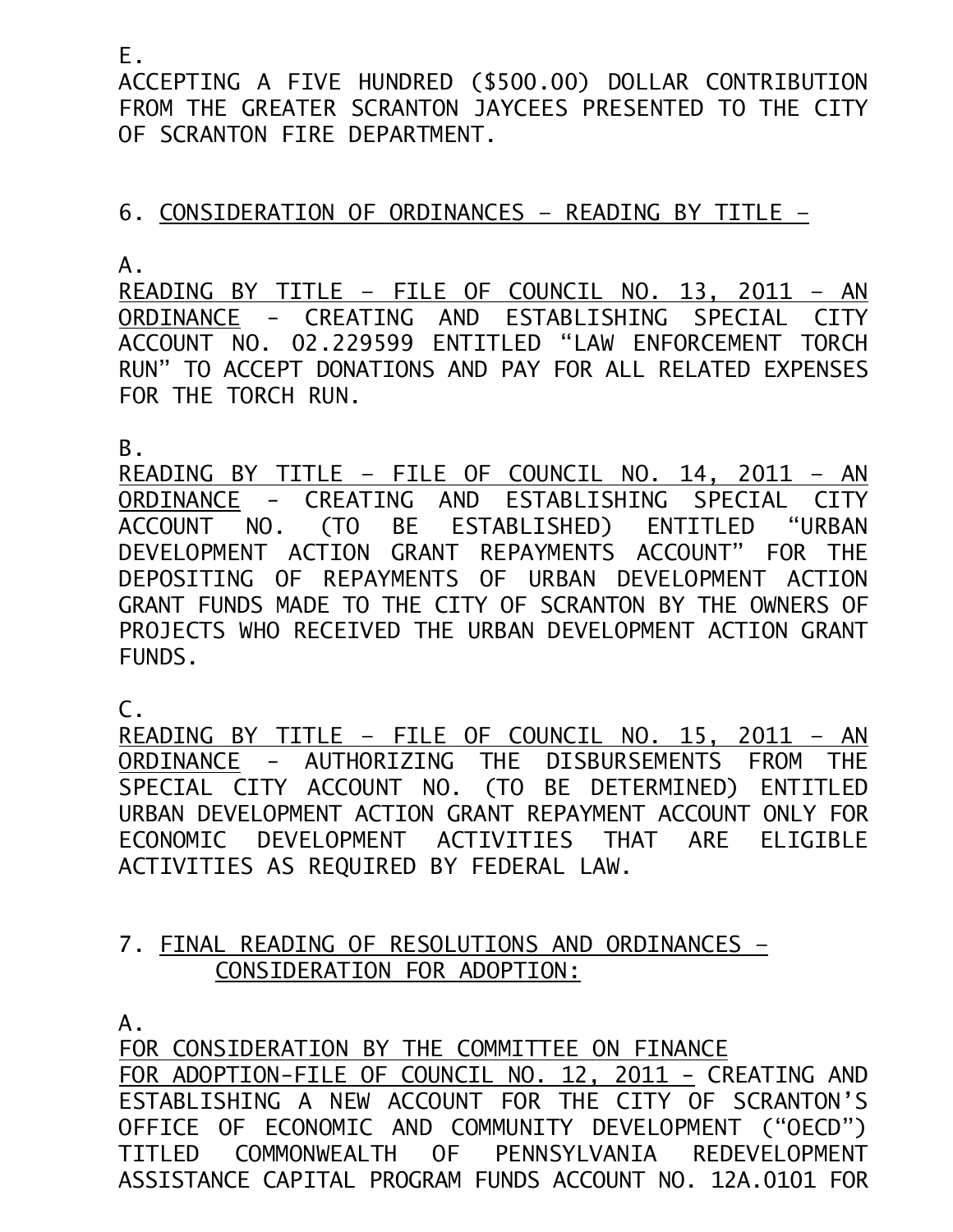E.

ACCEPTING A FIVE HUNDRED ($500.00) DOLLAR CONTRIBUTION FROM THE GREATER SCRANTON JAYCEES PRESENTED TO THE CITY OF SCRANTON FIRE DEPARTMENT.

6. <u>CONSIDERATION OF ORDINANCES – READING BY TITLE –</u>

A.

<u>READING BY TITLE – FILE OF COUNCIL NO. 13, 2011 – AN ORDINANCE</u> - CREATING AND ESTABLISHING SPECIAL CITY ACCOUNT NO. 02.229599 ENTITLED "LAW ENFORCEMENT TORCH RUN" TO ACCEPT DONATIONS AND PAY FOR ALL RELATED EXPENSES FOR THE TORCH RUN.

B.

<u>READING BY TITLE – FILE OF COUNCIL NO. 14, 2011 – AN ORDINANCE</u> - CREATING AND ESTABLISHING SPECIAL CITY ACCOUNT NO. (TO BE ESTABLISHED) ENTITLED "URBAN DEVELOPMENT ACTION GRANT REPAYMENTS ACCOUNT" FOR THE DEPOSITING OF REPAYMENTS OF URBAN DEVELOPMENT ACTION GRANT FUNDS MADE TO THE CITY OF SCRANTON BY THE OWNERS OF PROJECTS WHO RECEIVED THE URBAN DEVELOPMENT ACTION GRANT FUNDS.

C.

<u>READING BY TITLE – FILE OF COUNCIL NO. 15, 2011 – AN ORDINANCE</u> - AUTHORIZING THE DISBURSEMENTS FROM THE SPECIAL CITY ACCOUNT NO. (TO BE DETERMINED) ENTITLED URBAN DEVELOPMENT ACTION GRANT REPAYMENT ACCOUNT ONLY FOR ECONOMIC DEVELOPMENT ACTIVITIES THAT ARE ELIGIBLE ACTIVITIES AS REQUIRED BY FEDERAL LAW.

7. <u>FINAL READING OF RESOLUTIONS AND ORDINANCES – CONSIDERATION FOR ADOPTION:</u>

A.

<u>FOR CONSIDERATION BY THE COMMITTEE ON FINANCE</u>
<u>FOR ADOPTION-FILE OF COUNCIL NO. 12, 2011 -</u> CREATING AND ESTABLISHING A NEW ACCOUNT FOR THE CITY OF SCRANTON'S OFFICE OF ECONOMIC AND COMMUNITY DEVELOPMENT ("OECD") TITLED COMMONWEALTH OF PENNSYLVANIA REDEVELOPMENT ASSISTANCE CAPITAL PROGRAM FUNDS ACCOUNT NO. 12A.0101 FOR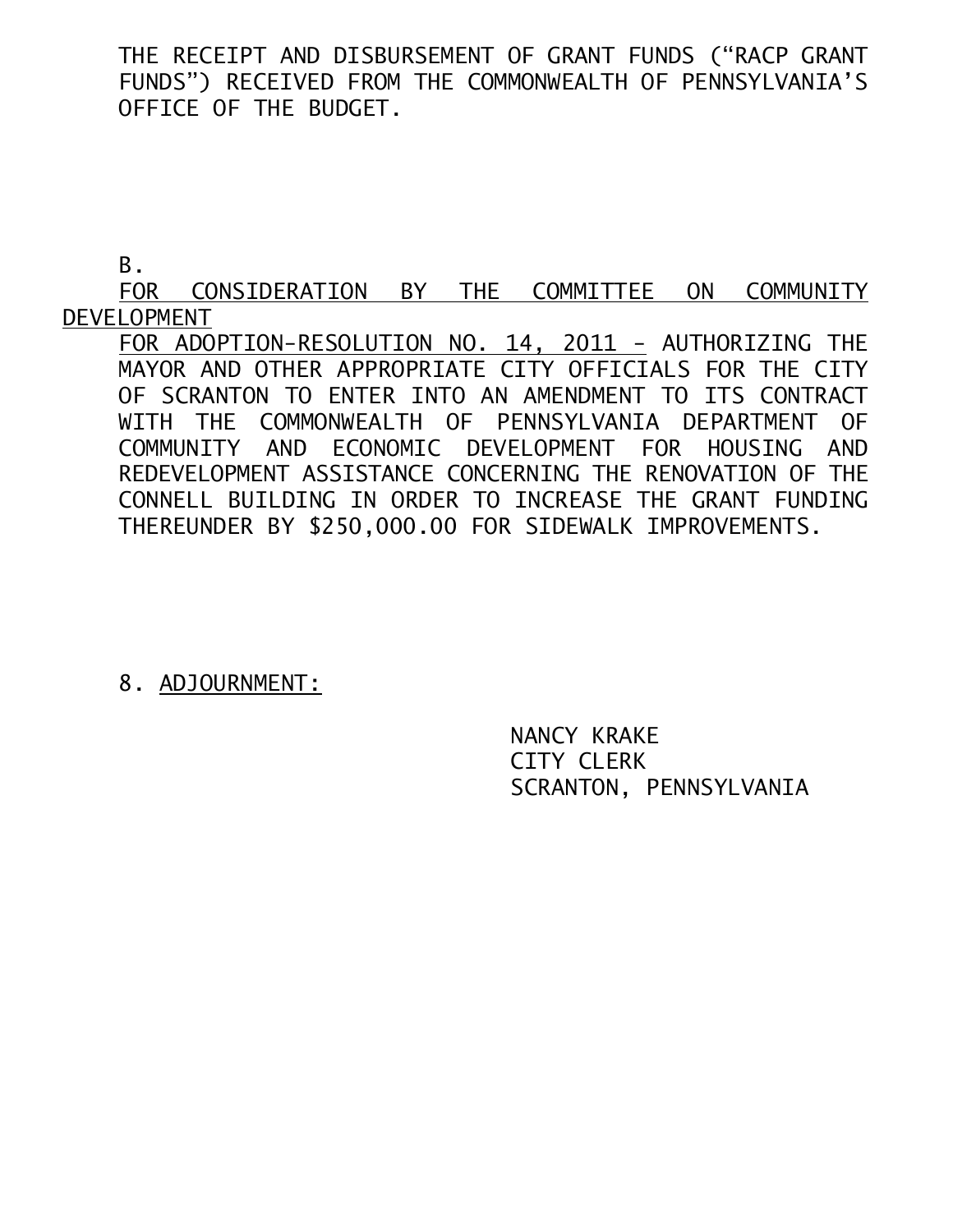THE RECEIPT AND DISBURSEMENT OF GRANT FUNDS ("RACP GRANT FUNDS") RECEIVED FROM THE COMMONWEALTH OF PENNSYLVANIA'S OFFICE OF THE BUDGET.

B.

FOR CONSIDERATION BY THE COMMITTEE ON COMMUNITY DEVELOPMENT

FOR ADOPTION-RESOLUTION NO. 14, 2011 - AUTHORIZING THE MAYOR AND OTHER APPROPRIATE CITY OFFICIALS FOR THE CITY OF SCRANTON TO ENTER INTO AN AMENDMENT TO ITS CONTRACT WITH THE COMMONWEALTH OF PENNSYLVANIA DEPARTMENT OF COMMUNITY AND ECONOMIC DEVELOPMENT FOR HOUSING AND REDEVELOPMENT ASSISTANCE CONCERNING THE RENOVATION OF THE CONNELL BUILDING IN ORDER TO INCREASE THE GRANT FUNDING THEREUNDER BY $250,000.00 FOR SIDEWALK IMPROVEMENTS.

8. ADJOURNMENT:

NANCY KRAKE
CITY CLERK
SCRANTON, PENNSYLVANIA